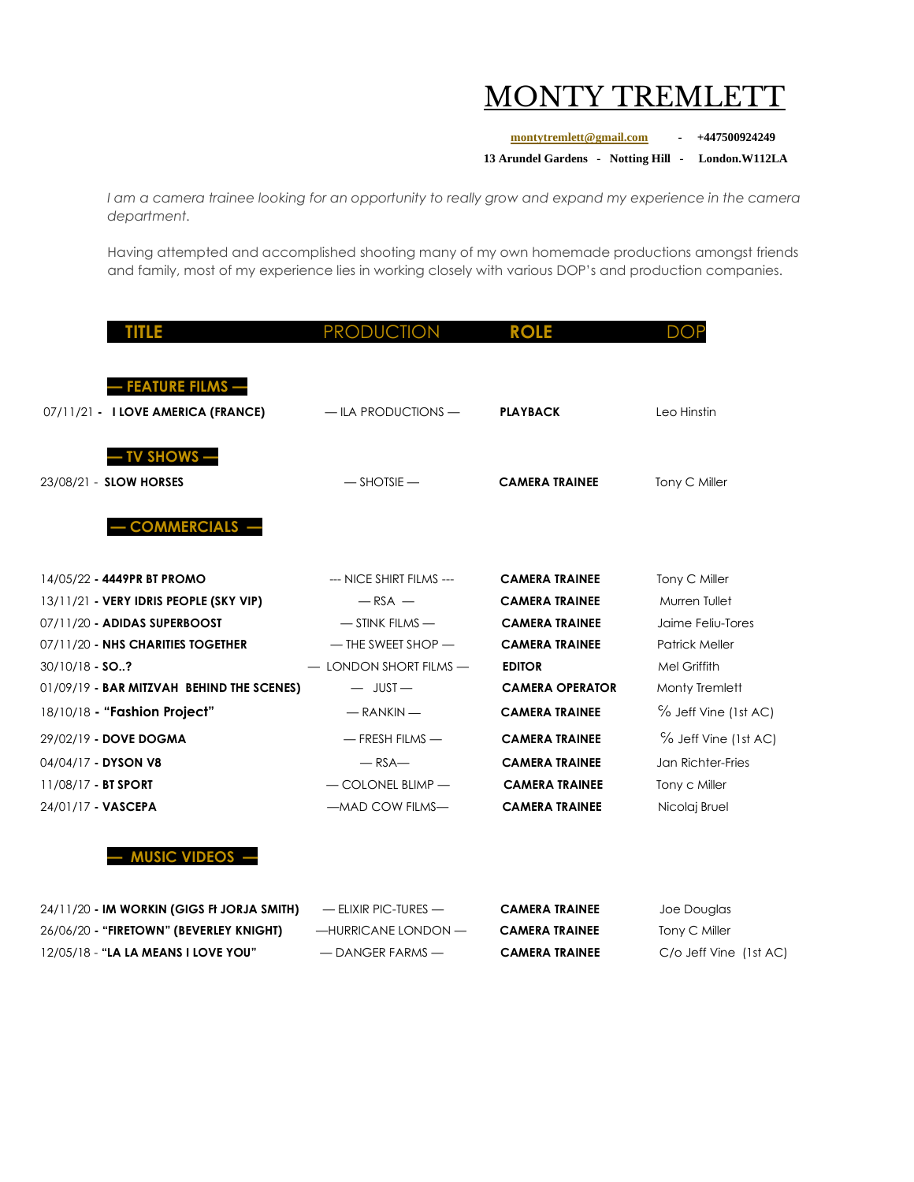# MONTY TREMLETT

montytremlett@gmail.com - +447500924249

13 Arundel Gardens - Notting Hill - London.W112LA

*I am a camera trainee looking for an opportunity to really grow and expand my experience in the camera department.*

Having attempted and accomplished shooting many of my own homemade productions amongst friends and family, most of my experience lies in working closely with various DOP's and production companies.

| TITLE | PRODUCTION | ROLE | DOP |
|---|---|---|---|
| **— FEATURE FILMS —** | | | |
| 07/11/21 - **I LOVE AMERICA (FRANCE)** | — ILA PRODUCTIONS — | **PLAYBACK** | Leo Hinstin |
| **— TV SHOWS —** | | | |
| 23/08/21 - **SLOW HORSES** | — SHOTSIE — | **CAMERA TRAINEE** | Tony C Miller |
| **— COMMERCIALS —** | | | |
| 14/05/22 **- 4449PR BT PROMO** | --- NICE SHIRT FILMS --- | **CAMERA TRAINEE** | Tony C Miller |
| 13/11/21 **- VERY IDRIS PEOPLE (SKY VIP)** | — RSA — | **CAMERA TRAINEE** | Murren Tullet |
| 07/11/20 **- ADIDAS SUPERBOOST** | — STINK FILMS — | **CAMERA TRAINEE** | Jaime Feliu-Tores |
| 07/11/20 **- NHS CHARITIES TOGETHER** | — THE SWEET SHOP — | **CAMERA TRAINEE** | Patrick Meller |
| 30/10/18 **- SO..?** | — LONDON SHORT FILMS — | **EDITOR** | Mel Griffith |
| 01/09/19 **- BAR MITZVAH BEHIND THE SCENES)** | — JUST — | **CAMERA OPERATOR** | Monty Tremlett |
| 18/10/18 **- "Fashion Project"** | — RANKIN — | **CAMERA TRAINEE** | % Jeff Vine (1st AC) |
| 29/02/19 **- DOVE DOGMA** | — FRESH FILMS — | **CAMERA TRAINEE** | % Jeff Vine (1st AC) |
| 04/04/17 **- DYSON V8** | — RSA— | **CAMERA TRAINEE** | Jan Richter-Fries |
| 11/08/17 **- BT SPORT** | — COLONEL BLIMP — | **CAMERA TRAINEE** | Tony c Miller |
| 24/01/17 **- VASCEPA** | —MAD COW FILMS— | **CAMERA TRAINEE** | Nicolaj Bruel |
| **— MUSIC VIDEOS —** | | | |
| 24/11/20 **- IM WORKIN (GIGS Ft JORJA SMITH)** | — ELIXIR PIC-TURES — | **CAMERA TRAINEE** | Joe Douglas |
| 26/06/20 **- "FIRETOWN" (BEVERLEY KNIGHT)** | —HURRICANE LONDON — | **CAMERA TRAINEE** | Tony C Miller |
| 12/05/18 - **"LA LA MEANS I LOVE YOU"** | — DANGER FARMS — | **CAMERA TRAINEE** | C/o Jeff Vine (1st AC) |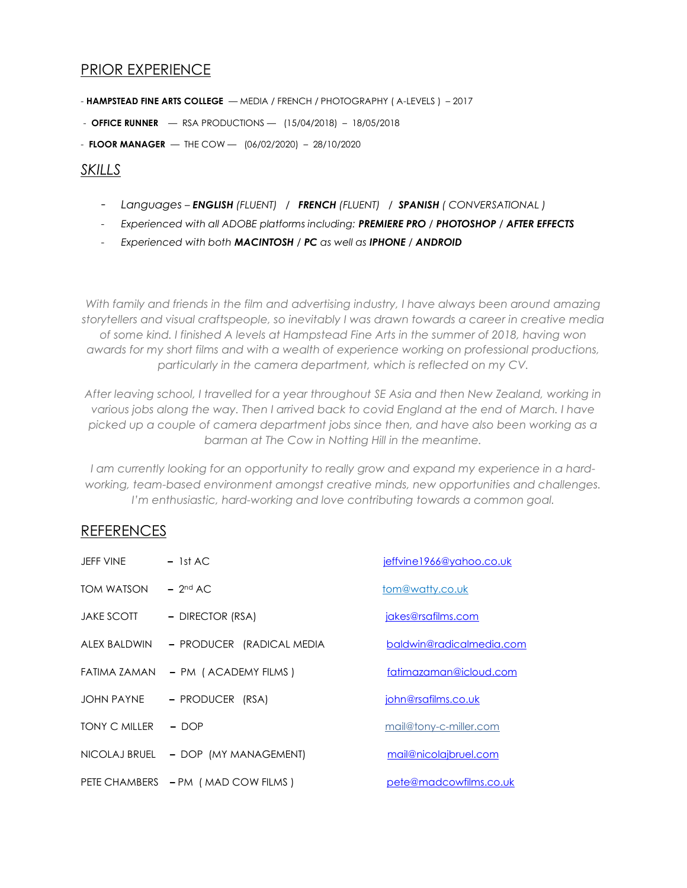## PRIOR EXPERIENCE

- **HAMPSTEAD FINE ARTS COLLEGE** — MEDIA / FRENCH / PHOTOGRAPHY ( A-LEVELS ) – 2017
- **OFFICE RUNNER** — RSA PRODUCTIONS — (15/04/2018) – 18/05/2018
- **FLOOR MANAGER** — THE COW — (06/02/2020) – 28/10/2020

## *SKILLS*

- *Languages – **ENGLISH** (FLUENT) / **FRENCH** (FLUENT) / **SPANISH** ( CONVERSATIONAL )*
- *Experienced with all ADOBE platforms including: **PREMIERE PRO** / **PHOTOSHOP** / **AFTER EFFECTS***
- *Experienced with both **MACINTOSH** / **PC** as well as **IPHONE** / **ANDROID***

*With family and friends in the film and advertising industry, I have always been around amazing storytellers and visual craftspeople, so inevitably I was drawn towards a career in creative media of some kind. I finished A levels at Hampstead Fine Arts in the summer of 2018, having won awards for my short films and with a wealth of experience working on professional productions, particularly in the camera department, which is reflected on my CV.*

*After leaving school, I travelled for a year throughout SE Asia and then New Zealand, working in various jobs along the way. Then I arrived back to covid England at the end of March. I have picked up a couple of camera department jobs since then, and have also been working as a barman at The Cow in Notting Hill in the meantime.*

*I am currently looking for an opportunity to really grow and expand my experience in a hard-working, team-based environment amongst creative minds, new opportunities and challenges. I'm enthusiastic, hard-working and love contributing towards a common goal.*

## REFERENCES

| | | |
|---|---|---|
| JEFF VINE | – 1st AC | jeffvine1966@yahoo.co.uk |
| TOM WATSON | – 2nd AC | tom@watty.co.uk |
| JAKE SCOTT | – DIRECTOR (RSA) | jakes@rsafilms.com |
| ALEX BALDWIN | – PRODUCER (RADICAL MEDIA | baldwin@radicalmedia.com |
| FATIMA ZAMAN | – PM ( ACADEMY FILMS ) | fatimazaman@icloud.com |
| JOHN PAYNE | – PRODUCER (RSA) | john@rsafilms.co.uk |
| TONY C MILLER | – DOP | mail@tony-c-miller.com |
| NICOLAJ BRUEL | – DOP (MY MANAGEMENT) | mail@nicolajbruel.com |
| PETE CHAMBERS | – PM ( MAD COW FILMS ) | pete@madcowfilms.co.uk |